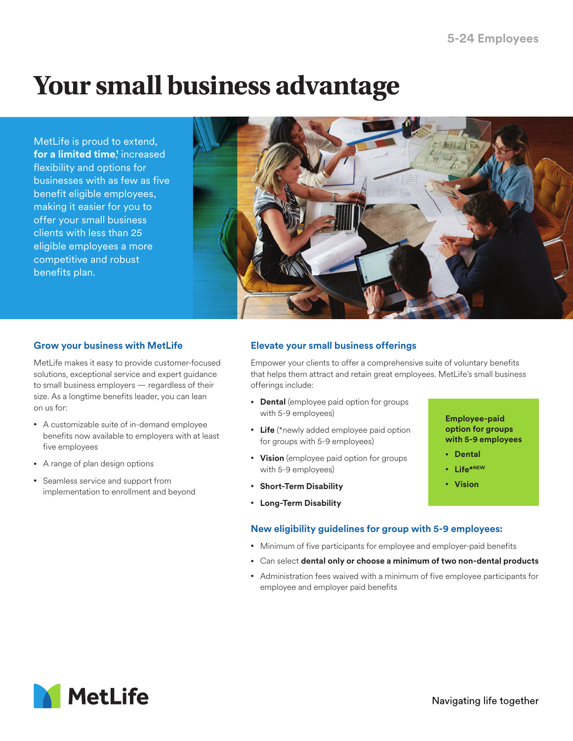5-24 Employees

# Your small business advantage

MetLife is proud to extend, **for a limited time**,[1] increased flexibility and options for businesses with as few as five benefit eligible employees, making it easier for you to offer your small business clients with less than 25 eligible employees a more competitive and robust benefits plan.

## Grow your business with MetLife

MetLife makes it easy to provide customer-focused solutions, exceptional service and expert guidance to small business employers — regardless of their size. As a longtime benefits leader, you can lean on us for:

- A customizable suite of in-demand employee benefits now available to employers with at least five employees
- A range of plan design options
- Seamless service and support from implementation to enrollment and beyond

## Elevate your small business offerings

Empower your clients to offer a comprehensive suite of voluntary benefits that helps them attract and retain great employees. MetLife's small business offerings include:

- **Dental** (employee paid option for groups with 5-9 employees)
- **Life** (*newly added employee paid option for groups with 5-9 employees)
- **Vision** (employee paid option for groups with 5-9 employees)
- **Short-Term Disability**
- **Long-Term Disability**

**Employee-paid option for groups with 5-9 employees**

- **Dental**
- **Life*** NEW
- **Vision**

## New eligibility guidelines for group with 5-9 employees:

- Minimum of five participants for employee and employer-paid benefits
- Can select **dental only or choose a minimum of two non-dental products**
- Administration fees waived with a minimum of five employee participants for employee and employer paid benefits

MetLife

Navigating life together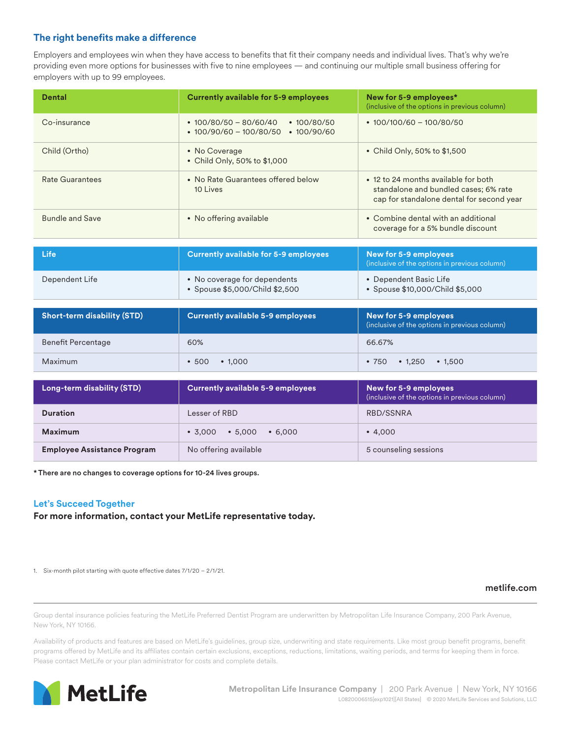## The right benefits make a difference

Employers and employees win when they have access to benefits that fit their company needs and individual lives. That's why we're providing even more options for businesses with five to nine employees — and continuing our multiple small business offering for employers with up to 99 employees.

| Dental | Currently available for 5-9 employees | New for 5-9 employees* (inclusive of the options in previous column) |
|---|---|---|
| Co-insurance | • 100/80/50 – 80/60/40 • 100/80/50 • 100/90/60 – 100/80/50 • 100/90/60 | • 100/100/60 – 100/80/50 |
| Child (Ortho) | • No Coverage • Child Only, 50% to $1,000 | • Child Only, 50% to $1,500 |
| Rate Guarantees | • No Rate Guarantees offered below 10 Lives | • 12 to 24 months available for both standalone and bundled cases; 6% rate cap for standalone dental for second year |
| Bundle and Save | • No offering available | • Combine dental with an additional coverage for a 5% bundle discount |

| Life | Currently available for 5-9 employees | New for 5-9 employees (inclusive of the options in previous column) |
|---|---|---|
| Dependent Life | • No coverage for dependents • Spouse $5,000/Child $2,500 | • Dependent Basic Life • Spouse $10,000/Child $5,000 |

| Short-term disability (STD) | Currently available 5-9 employees | New for 5-9 employees (inclusive of the options in previous column) |
|---|---|---|
| Benefit Percentage | 60% | 66.67% |
| Maximum | • 500 • 1,000 | • 750 • 1,250 • 1,500 |

| Long-term disability (STD) | Currently available 5-9 employees | New for 5-9 employees (inclusive of the options in previous column) |
|---|---|---|
| **Duration** | Lesser of RBD | RBD/SSNRA |
| **Maximum** | • 3,000 • 5,000 • 6,000 | • 4,000 |
| **Employee Assistance Program** | No offering available | 5 counseling sessions |

**\* There are no changes to coverage options for 10-24 lives groups.**

### Let's Succeed Together

**For more information, contact your MetLife representative today.**

1. Six-month pilot starting with quote effective dates 7/1/20 – 2/1/21.

metlife.com

Group dental insurance policies featuring the MetLife Preferred Dentist Program are underwritten by Metropolitan Life Insurance Company, 200 Park Avenue, New York, NY 10166.

Availability of products and features are based on MetLife's guidelines, group size, underwriting and state requirements. Like most group benefit programs, benefit programs offered by MetLife and its affiliates contain certain exclusions, exceptions, reductions, limitations, waiting periods, and terms for keeping them in force. Please contact MetLife or your plan administrator for costs and complete details.

MetLife

Metropolitan Life Insurance Company | 200 Park Avenue | New York, NY 10166

L0820006515[exp1021][All States] © 2020 MetLife Services and Solutions, LLC